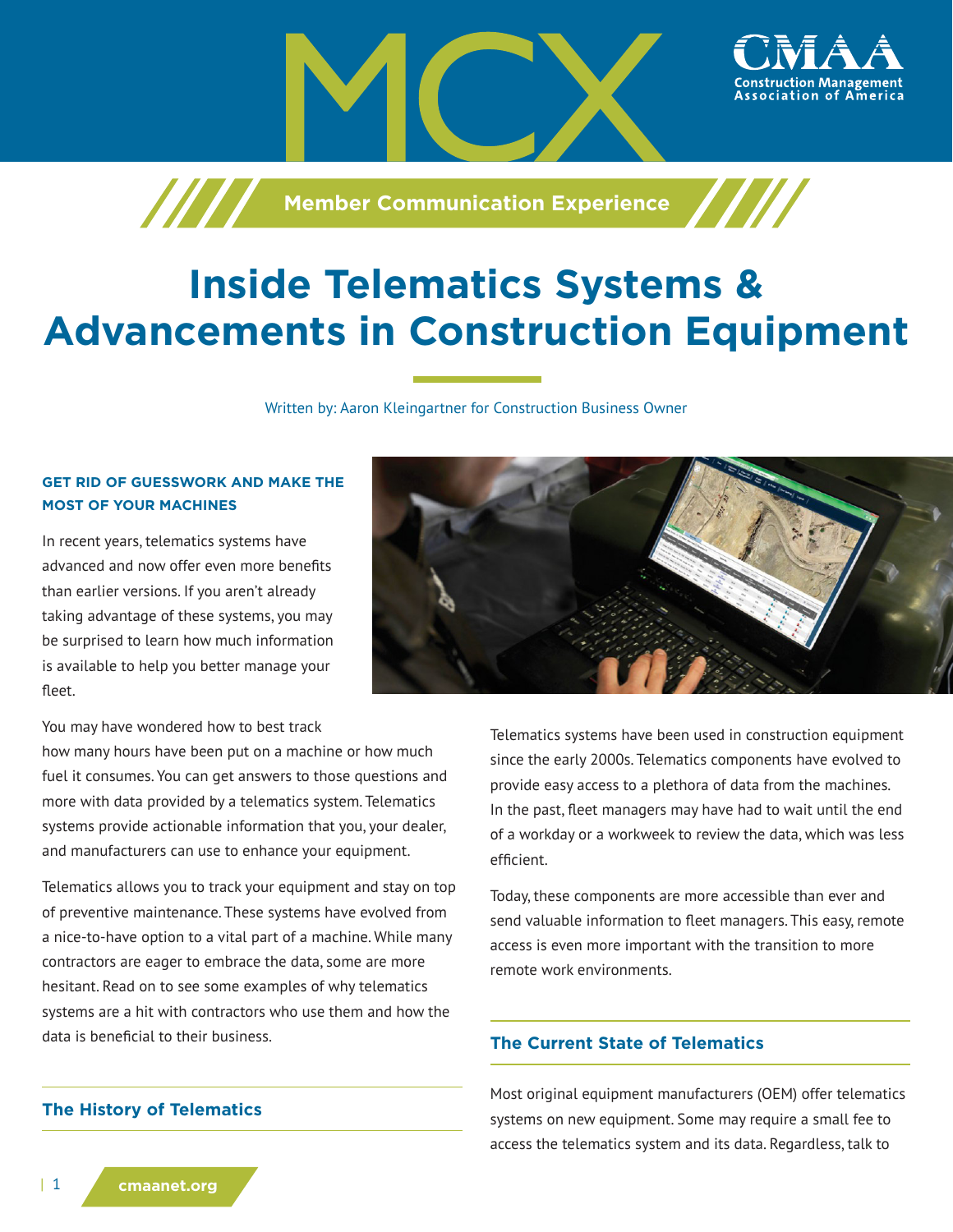MCX

CMAA Construction Management Association of America

Member Communication Experience

# Inside Telematics Systems & Advancements in Construction Equipment

Written by: Aaron Kleingartner for Construction Business Owner

**GET RID OF GUESSWORK AND MAKE THE MOST OF YOUR MACHINES**

In recent years, telematics systems have advanced and now offer even more benefits than earlier versions. If you aren't already taking advantage of these systems, you may be surprised to learn how much information is available to help you better manage your fleet.

You may have wondered how to best track how many hours have been put on a machine or how much fuel it consumes. You can get answers to those questions and more with data provided by a telematics system. Telematics systems provide actionable information that you, your dealer, and manufacturers can use to enhance your equipment.

Telematics allows you to track your equipment and stay on top of preventive maintenance. These systems have evolved from a nice-to-have option to a vital part of a machine. While many contractors are eager to embrace the data, some are more hesitant. Read on to see some examples of why telematics systems are a hit with contractors who use them and how the data is beneficial to their business.

## The History of Telematics

Telematics systems have been used in construction equipment since the early 2000s. Telematics components have evolved to provide easy access to a plethora of data from the machines. In the past, fleet managers may have had to wait until the end of a workday or a workweek to review the data, which was less efficient.

Today, these components are more accessible than ever and send valuable information to fleet managers. This easy, remote access is even more important with the transition to more remote work environments.

## The Current State of Telematics

Most original equipment manufacturers (OEM) offer telematics systems on new equipment. Some may require a small fee to access the telematics system and its data. Regardless, talk to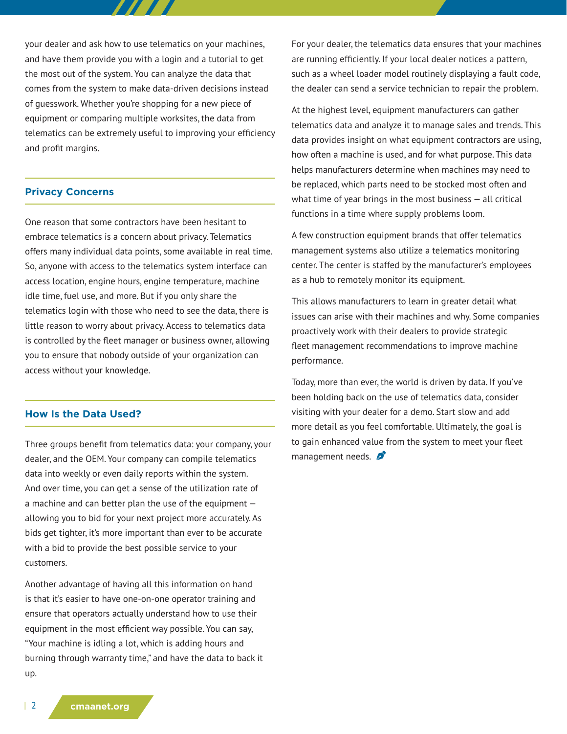your dealer and ask how to use telematics on your machines, and have them provide you with a login and a tutorial to get the most out of the system. You can analyze the data that comes from the system to make data-driven decisions instead of guesswork. Whether you're shopping for a new piece of equipment or comparing multiple worksites, the data from telematics can be extremely useful to improving your efficiency and profit margins.

## Privacy Concerns

One reason that some contractors have been hesitant to embrace telematics is a concern about privacy. Telematics offers many individual data points, some available in real time. So, anyone with access to the telematics system interface can access location, engine hours, engine temperature, machine idle time, fuel use, and more. But if you only share the telematics login with those who need to see the data, there is little reason to worry about privacy. Access to telematics data is controlled by the fleet manager or business owner, allowing you to ensure that nobody outside of your organization can access without your knowledge.

## How Is the Data Used?

Three groups benefit from telematics data: your company, your dealer, and the OEM. Your company can compile telematics data into weekly or even daily reports within the system. And over time, you can get a sense of the utilization rate of a machine and can better plan the use of the equipment — allowing you to bid for your next project more accurately. As bids get tighter, it's more important than ever to be accurate with a bid to provide the best possible service to your customers.

Another advantage of having all this information on hand is that it's easier to have one-on-one operator training and ensure that operators actually understand how to use their equipment in the most efficient way possible. You can say, "Your machine is idling a lot, which is adding hours and burning through warranty time," and have the data to back it up.

For your dealer, the telematics data ensures that your machines are running efficiently. If your local dealer notices a pattern, such as a wheel loader model routinely displaying a fault code, the dealer can send a service technician to repair the problem.

At the highest level, equipment manufacturers can gather telematics data and analyze it to manage sales and trends. This data provides insight on what equipment contractors are using, how often a machine is used, and for what purpose. This data helps manufacturers determine when machines may need to be replaced, which parts need to be stocked most often and what time of year brings in the most business — all critical functions in a time where supply problems loom.

A few construction equipment brands that offer telematics management systems also utilize a telematics monitoring center. The center is staffed by the manufacturer's employees as a hub to remotely monitor its equipment.

This allows manufacturers to learn in greater detail what issues can arise with their machines and why. Some companies proactively work with their dealers to provide strategic fleet management recommendations to improve machine performance.

Today, more than ever, the world is driven by data. If you've been holding back on the use of telematics data, consider visiting with your dealer for a demo. Start slow and add more detail as you feel comfortable. Ultimately, the goal is to gain enhanced value from the system to meet your fleet management needs.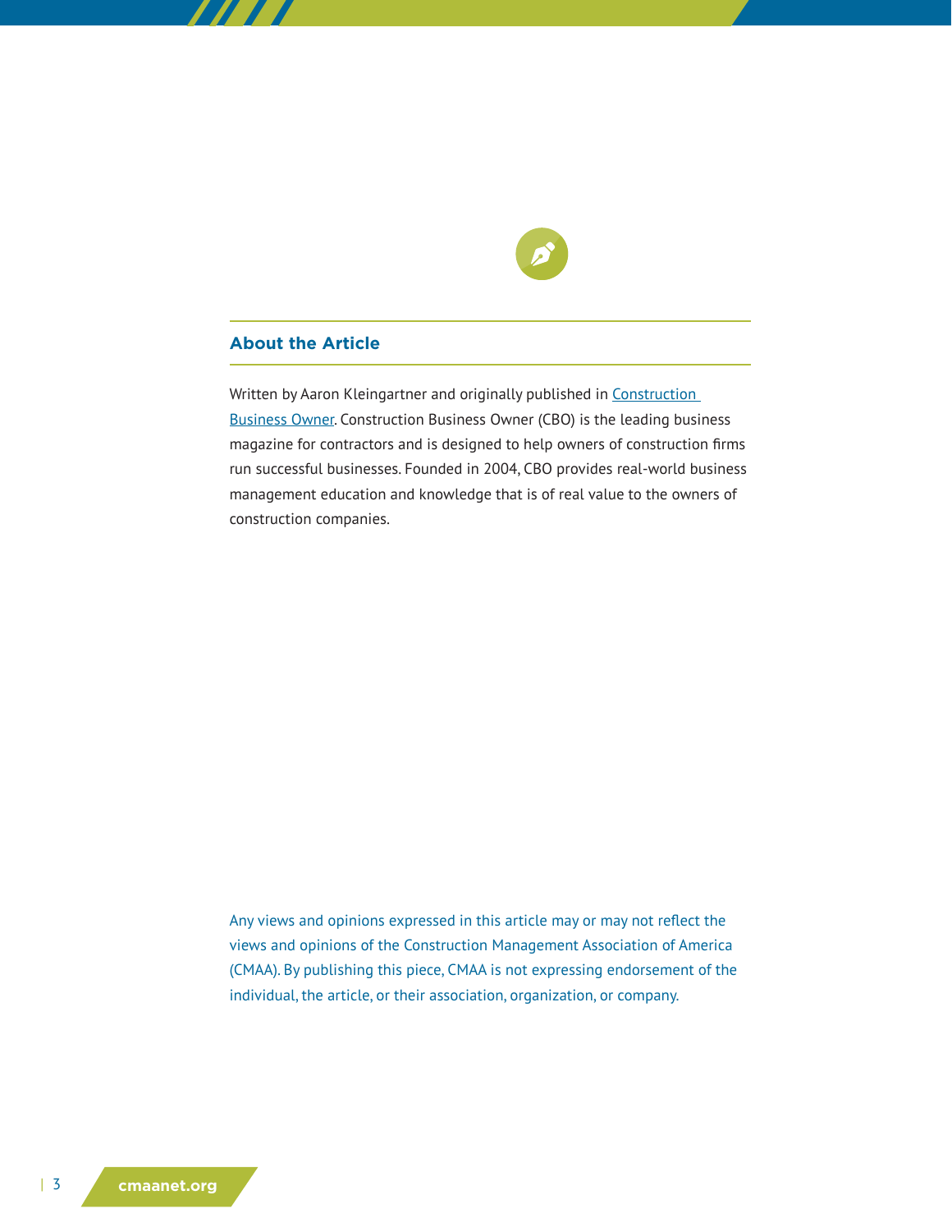## About the Article

Written by Aaron Kleingartner and originally published in Construction Business Owner. Construction Business Owner (CBO) is the leading business magazine for contractors and is designed to help owners of construction firms run successful businesses. Founded in 2004, CBO provides real-world business management education and knowledge that is of real value to the owners of construction companies.

Any views and opinions expressed in this article may or may not reflect the views and opinions of the Construction Management Association of America (CMAA). By publishing this piece, CMAA is not expressing endorsement of the individual, the article, or their association, organization, or company.